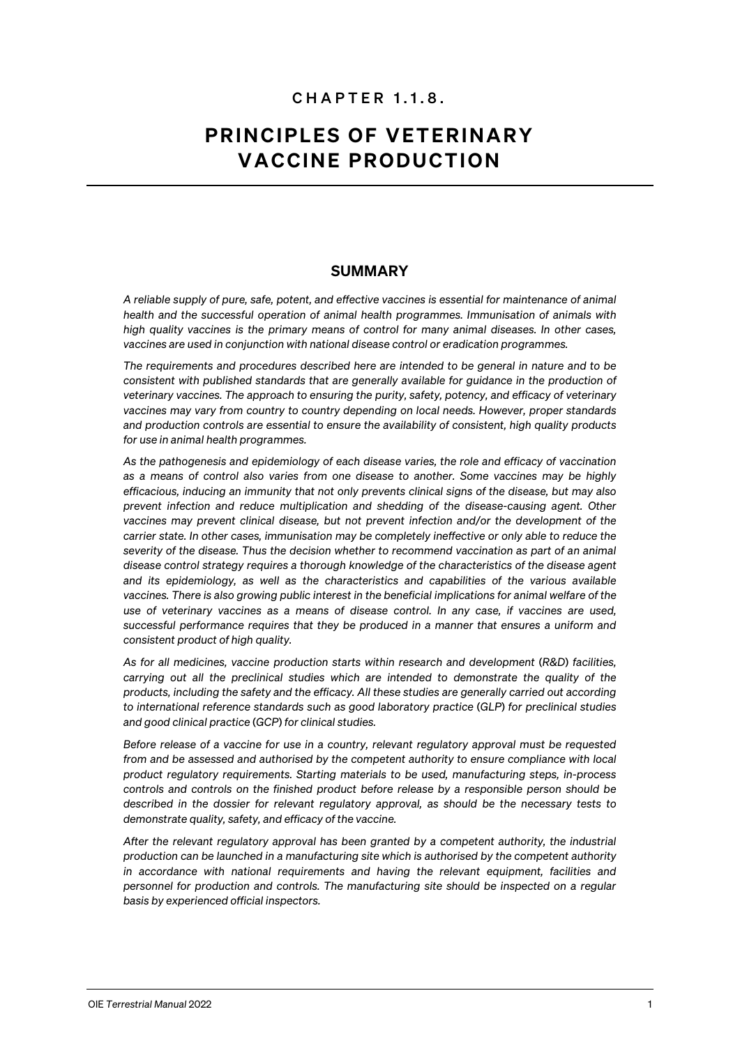# CHAPTER 1.1.8.

# PRINCIPLES OF VETERINARY VACCINE PRODUCTION

## SUMMARY

*A reliable supply of pure, safe, potent, and effective vaccines is essential for maintenance of animal health and the successful operation of animal health programmes. Immunisation of animals with high quality vaccines is the primary means of control for many animal diseases. In other cases, vaccines are used in conjunction with national disease control or eradication programmes.*

*The requirements and procedures described here are intended to be general in nature and to be consistent with published standards that are generally available for guidance in the production of veterinary vaccines. The approach to ensuring the purity, safety, potency, and efficacy of veterinary vaccines may vary from country to country depending on local needs. However, proper standards and production controls are essential to ensure the availability of consistent, high quality products for use in animal health programmes.*

*As the pathogenesis and epidemiology of each disease varies, the role and efficacy of vaccination as a means of control also varies from one disease to another. Some vaccines may be highly efficacious, inducing an immunity that not only prevents clinical signs of the disease, but may also prevent infection and reduce multiplication and shedding of the disease-causing agent. Other vaccines may prevent clinical disease, but not prevent infection and/or the development of the carrier state. In other cases, immunisation may be completely ineffective or only able to reduce the severity of the disease. Thus the decision whether to recommend vaccination as part of an animal disease control strategy requires a thorough knowledge of the characteristics of the disease agent and its epidemiology, as well as the characteristics and capabilities of the various available vaccines. There is also growing public interest in the beneficial implications for animal welfare of the use of veterinary vaccines as a means of disease control. In any case, if vaccines are used, successful performance requires that they be produced in a manner that ensures a uniform and consistent product of high quality.*

*As for all medicines, vaccine production starts within research and development (R&D) facilities, carrying out all the preclinical studies which are intended to demonstrate the quality of the products, including the safety and the efficacy. All these studies are generally carried out according to international reference standards such as good laboratory practice (GLP) for preclinical studies and good clinical practice (GCP) for clinical studies.*

*Before release of a vaccine for use in a country, relevant regulatory approval must be requested from and be assessed and authorised by the competent authority to ensure compliance with local product regulatory requirements. Starting materials to be used, manufacturing steps, in-process controls and controls on the finished product before release by a responsible person should be described in the dossier for relevant regulatory approval, as should be the necessary tests to demonstrate quality, safety, and efficacy of the vaccine.*

*After the relevant regulatory approval has been granted by a competent authority, the industrial production can be launched in a manufacturing site which is authorised by the competent authority in accordance with national requirements and having the relevant equipment, facilities and personnel for production and controls. The manufacturing site should be inspected on a regular basis by experienced official inspectors.*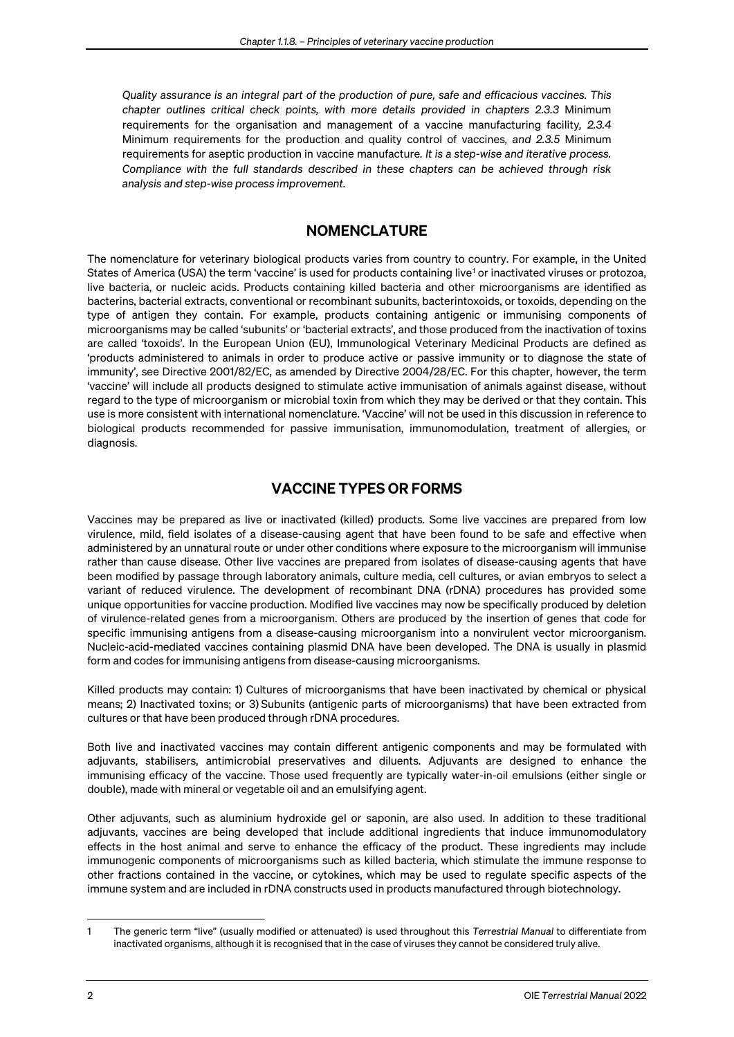*Quality assurance is an integral part of the production of pure, safe and efficacious vaccines. This chapter outlines critical check points, with more details provided in chapters 2.3.3* Minimum requirements for the organisation and management of a vaccine manufacturing facility*, 2.3.4* Minimum requirements for the production and quality control of vaccines*, and 2.3.5* Minimum requirements for aseptic production in vaccine manufacture*. It is a step-wise and iterative process. Compliance with the full standards described in these chapters can be achieved through risk analysis and step-wise process improvement.*

## NOMENCLATURE

The nomenclature for veterinary biological products varies from country to country. For example, in the United States of America (USA) the term 'vaccine' is used for products containing live[1] or inactivated viruses or protozoa, live bacteria, or nucleic acids. Products containing killed bacteria and other microorganisms are identified as bacterins, bacterial extracts, conventional or recombinant subunits, bacterintoxoids, or toxoids, depending on the type of antigen they contain. For example, products containing antigenic or immunising components of microorganisms may be called 'subunits' or 'bacterial extracts', and those produced from the inactivation of toxins are called 'toxoids'. In the European Union (EU), Immunological Veterinary Medicinal Products are defined as 'products administered to animals in order to produce active or passive immunity or to diagnose the state of immunity', see Directive 2001/82/EC, as amended by Directive 2004/28/EC. For this chapter, however, the term 'vaccine' will include all products designed to stimulate active immunisation of animals against disease, without regard to the type of microorganism or microbial toxin from which they may be derived or that they contain. This use is more consistent with international nomenclature. 'Vaccine' will not be used in this discussion in reference to biological products recommended for passive immunisation, immunomodulation, treatment of allergies, or diagnosis.

## VACCINE TYPES OR FORMS

Vaccines may be prepared as live or inactivated (killed) products. Some live vaccines are prepared from low virulence, mild, field isolates of a disease-causing agent that have been found to be safe and effective when administered by an unnatural route or under other conditions where exposure to the microorganism will immunise rather than cause disease. Other live vaccines are prepared from isolates of disease-causing agents that have been modified by passage through laboratory animals, culture media, cell cultures, or avian embryos to select a variant of reduced virulence. The development of recombinant DNA (rDNA) procedures has provided some unique opportunities for vaccine production. Modified live vaccines may now be specifically produced by deletion of virulence-related genes from a microorganism. Others are produced by the insertion of genes that code for specific immunising antigens from a disease-causing microorganism into a nonvirulent vector microorganism. Nucleic-acid-mediated vaccines containing plasmid DNA have been developed. The DNA is usually in plasmid form and codes for immunising antigens from disease-causing microorganisms.

Killed products may contain: 1) Cultures of microorganisms that have been inactivated by chemical or physical means; 2) Inactivated toxins; or 3) Subunits (antigenic parts of microorganisms) that have been extracted from cultures or that have been produced through rDNA procedures.

Both live and inactivated vaccines may contain different antigenic components and may be formulated with adjuvants, stabilisers, antimicrobial preservatives and diluents. Adjuvants are designed to enhance the immunising efficacy of the vaccine. Those used frequently are typically water-in-oil emulsions (either single or double), made with mineral or vegetable oil and an emulsifying agent.

Other adjuvants, such as aluminium hydroxide gel or saponin, are also used. In addition to these traditional adjuvants, vaccines are being developed that include additional ingredients that induce immunomodulatory effects in the host animal and serve to enhance the efficacy of the product. These ingredients may include immunogenic components of microorganisms such as killed bacteria, which stimulate the immune response to other fractions contained in the vaccine, or cytokines, which may be used to regulate specific aspects of the immune system and are included in rDNA constructs used in products manufactured through biotechnology.

---

1 The generic term "live" (usually modified or attenuated) is used throughout this *Terrestrial Manual* to differentiate from inactivated organisms, although it is recognised that in the case of viruses they cannot be considered truly alive.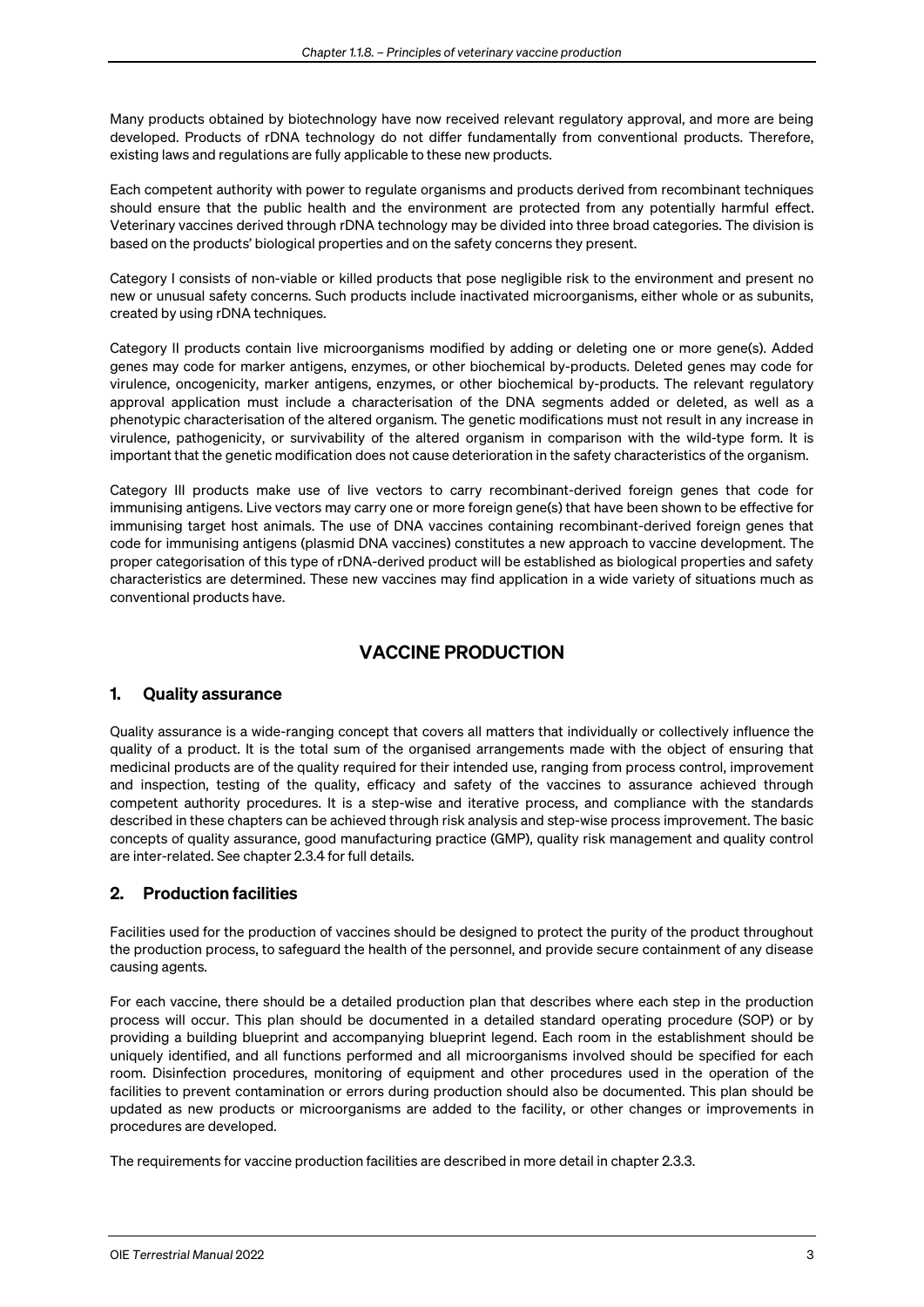Many products obtained by biotechnology have now received relevant regulatory approval, and more are being developed. Products of rDNA technology do not differ fundamentally from conventional products. Therefore, existing laws and regulations are fully applicable to these new products.

Each competent authority with power to regulate organisms and products derived from recombinant techniques should ensure that the public health and the environment are protected from any potentially harmful effect. Veterinary vaccines derived through rDNA technology may be divided into three broad categories. The division is based on the products' biological properties and on the safety concerns they present.

Category I consists of non-viable or killed products that pose negligible risk to the environment and present no new or unusual safety concerns. Such products include inactivated microorganisms, either whole or as subunits, created by using rDNA techniques.

Category II products contain live microorganisms modified by adding or deleting one or more gene(s). Added genes may code for marker antigens, enzymes, or other biochemical by-products. Deleted genes may code for virulence, oncogenicity, marker antigens, enzymes, or other biochemical by-products. The relevant regulatory approval application must include a characterisation of the DNA segments added or deleted, as well as a phenotypic characterisation of the altered organism. The genetic modifications must not result in any increase in virulence, pathogenicity, or survivability of the altered organism in comparison with the wild-type form. It is important that the genetic modification does not cause deterioration in the safety characteristics of the organism.

Category III products make use of live vectors to carry recombinant-derived foreign genes that code for immunising antigens. Live vectors may carry one or more foreign gene(s) that have been shown to be effective for immunising target host animals. The use of DNA vaccines containing recombinant-derived foreign genes that code for immunising antigens (plasmid DNA vaccines) constitutes a new approach to vaccine development. The proper categorisation of this type of rDNA-derived product will be established as biological properties and safety characteristics are determined. These new vaccines may find application in a wide variety of situations much as conventional products have.

# VACCINE PRODUCTION

## 1. Quality assurance

Quality assurance is a wide-ranging concept that covers all matters that individually or collectively influence the quality of a product. It is the total sum of the organised arrangements made with the object of ensuring that medicinal products are of the quality required for their intended use, ranging from process control, improvement and inspection, testing of the quality, efficacy and safety of the vaccines to assurance achieved through competent authority procedures. It is a step-wise and iterative process, and compliance with the standards described in these chapters can be achieved through risk analysis and step-wise process improvement. The basic concepts of quality assurance, good manufacturing practice (GMP), quality risk management and quality control are inter-related. See chapter 2.3.4 for full details.

## 2. Production facilities

Facilities used for the production of vaccines should be designed to protect the purity of the product throughout the production process, to safeguard the health of the personnel, and provide secure containment of any disease causing agents.

For each vaccine, there should be a detailed production plan that describes where each step in the production process will occur. This plan should be documented in a detailed standard operating procedure (SOP) or by providing a building blueprint and accompanying blueprint legend. Each room in the establishment should be uniquely identified, and all functions performed and all microorganisms involved should be specified for each room. Disinfection procedures, monitoring of equipment and other procedures used in the operation of the facilities to prevent contamination or errors during production should also be documented. This plan should be updated as new products or microorganisms are added to the facility, or other changes or improvements in procedures are developed.

The requirements for vaccine production facilities are described in more detail in chapter 2.3.3.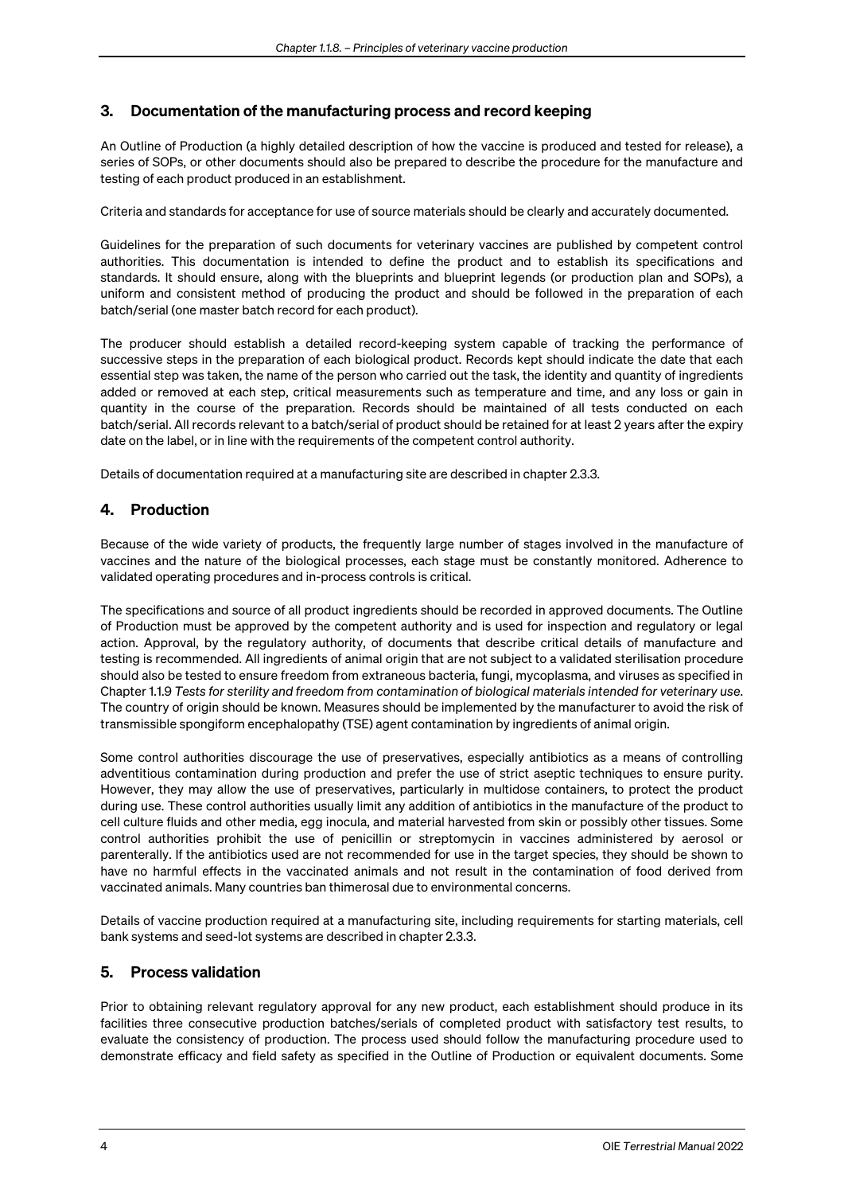## 3. Documentation of the manufacturing process and record keeping

An Outline of Production (a highly detailed description of how the vaccine is produced and tested for release), a series of SOPs, or other documents should also be prepared to describe the procedure for the manufacture and testing of each product produced in an establishment.

Criteria and standards for acceptance for use of source materials should be clearly and accurately documented.

Guidelines for the preparation of such documents for veterinary vaccines are published by competent control authorities. This documentation is intended to define the product and to establish its specifications and standards. It should ensure, along with the blueprints and blueprint legends (or production plan and SOPs), a uniform and consistent method of producing the product and should be followed in the preparation of each batch/serial (one master batch record for each product).

The producer should establish a detailed record-keeping system capable of tracking the performance of successive steps in the preparation of each biological product. Records kept should indicate the date that each essential step was taken, the name of the person who carried out the task, the identity and quantity of ingredients added or removed at each step, critical measurements such as temperature and time, and any loss or gain in quantity in the course of the preparation. Records should be maintained of all tests conducted on each batch/serial. All records relevant to a batch/serial of product should be retained for at least 2 years after the expiry date on the label, or in line with the requirements of the competent control authority.

Details of documentation required at a manufacturing site are described in chapter 2.3.3.

## 4. Production

Because of the wide variety of products, the frequently large number of stages involved in the manufacture of vaccines and the nature of the biological processes, each stage must be constantly monitored. Adherence to validated operating procedures and in-process controls is critical.

The specifications and source of all product ingredients should be recorded in approved documents. The Outline of Production must be approved by the competent authority and is used for inspection and regulatory or legal action. Approval, by the regulatory authority, of documents that describe critical details of manufacture and testing is recommended. All ingredients of animal origin that are not subject to a validated sterilisation procedure should also be tested to ensure freedom from extraneous bacteria, fungi, mycoplasma, and viruses as specified in Chapter 1.1.9 *Tests for sterility and freedom from contamination of biological materials intended for veterinary use*. The country of origin should be known. Measures should be implemented by the manufacturer to avoid the risk of transmissible spongiform encephalopathy (TSE) agent contamination by ingredients of animal origin.

Some control authorities discourage the use of preservatives, especially antibiotics as a means of controlling adventitious contamination during production and prefer the use of strict aseptic techniques to ensure purity. However, they may allow the use of preservatives, particularly in multidose containers, to protect the product during use. These control authorities usually limit any addition of antibiotics in the manufacture of the product to cell culture fluids and other media, egg inocula, and material harvested from skin or possibly other tissues. Some control authorities prohibit the use of penicillin or streptomycin in vaccines administered by aerosol or parenterally. If the antibiotics used are not recommended for use in the target species, they should be shown to have no harmful effects in the vaccinated animals and not result in the contamination of food derived from vaccinated animals. Many countries ban thimerosal due to environmental concerns.

Details of vaccine production required at a manufacturing site, including requirements for starting materials, cell bank systems and seed-lot systems are described in chapter 2.3.3.

## 5. Process validation

Prior to obtaining relevant regulatory approval for any new product, each establishment should produce in its facilities three consecutive production batches/serials of completed product with satisfactory test results, to evaluate the consistency of production. The process used should follow the manufacturing procedure used to demonstrate efficacy and field safety as specified in the Outline of Production or equivalent documents. Some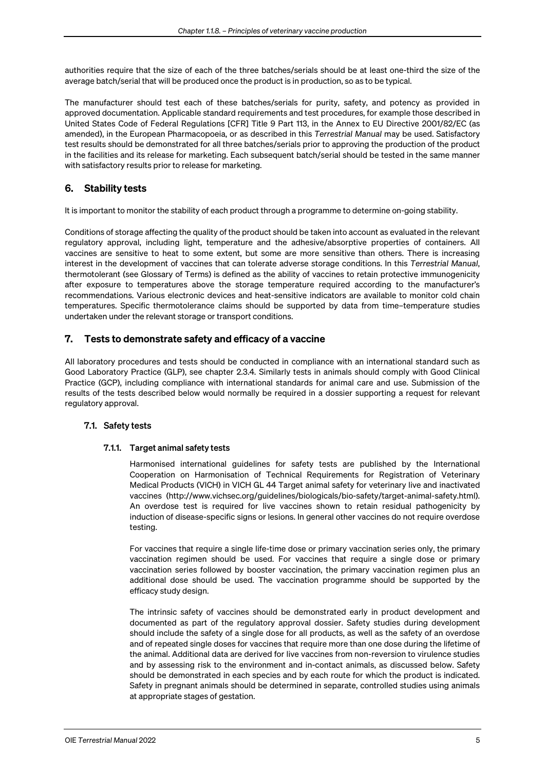authorities require that the size of each of the three batches/serials should be at least one-third the size of the average batch/serial that will be produced once the product is in production, so as to be typical.

The manufacturer should test each of these batches/serials for purity, safety, and potency as provided in approved documentation. Applicable standard requirements and test procedures, for example those described in United States Code of Federal Regulations [CFR] Title 9 Part 113, in the Annex to EU Directive 2001/82/EC (as amended), in the European Pharmacopoeia, or as described in this *Terrestrial Manual* may be used. Satisfactory test results should be demonstrated for all three batches/serials prior to approving the production of the product in the facilities and its release for marketing. Each subsequent batch/serial should be tested in the same manner with satisfactory results prior to release for marketing.

## 6. Stability tests

It is important to monitor the stability of each product through a programme to determine on-going stability.

Conditions of storage affecting the quality of the product should be taken into account as evaluated in the relevant regulatory approval, including light, temperature and the adhesive/absorptive properties of containers. All vaccines are sensitive to heat to some extent, but some are more sensitive than others. There is increasing interest in the development of vaccines that can tolerate adverse storage conditions. In this *Terrestrial Manual*, thermotolerant (see Glossary of Terms) is defined as the ability of vaccines to retain protective immunogenicity after exposure to temperatures above the storage temperature required according to the manufacturer's recommendations. Various electronic devices and heat-sensitive indicators are available to monitor cold chain temperatures. Specific thermotolerance claims should be supported by data from time–temperature studies undertaken under the relevant storage or transport conditions.

## 7. Tests to demonstrate safety and efficacy of a vaccine

All laboratory procedures and tests should be conducted in compliance with an international standard such as Good Laboratory Practice (GLP), see chapter 2.3.4. Similarly tests in animals should comply with Good Clinical Practice (GCP), including compliance with international standards for animal care and use. Submission of the results of the tests described below would normally be required in a dossier supporting a request for relevant regulatory approval.

### 7.1. Safety tests

#### 7.1.1. Target animal safety tests

Harmonised international guidelines for safety tests are published by the International Cooperation on Harmonisation of Technical Requirements for Registration of Veterinary Medical Products (VICH) in VICH GL 44 Target animal safety for veterinary live and inactivated vaccines (http://www.vichsec.org/guidelines/biologicals/bio-safety/target-animal-safety.html). An overdose test is required for live vaccines shown to retain residual pathogenicity by induction of disease-specific signs or lesions. In general other vaccines do not require overdose testing.

For vaccines that require a single life-time dose or primary vaccination series only, the primary vaccination regimen should be used. For vaccines that require a single dose or primary vaccination series followed by booster vaccination, the primary vaccination regimen plus an additional dose should be used. The vaccination programme should be supported by the efficacy study design.

The intrinsic safety of vaccines should be demonstrated early in product development and documented as part of the regulatory approval dossier. Safety studies during development should include the safety of a single dose for all products, as well as the safety of an overdose and of repeated single doses for vaccines that require more than one dose during the lifetime of the animal. Additional data are derived for live vaccines from non-reversion to virulence studies and by assessing risk to the environment and in-contact animals, as discussed below. Safety should be demonstrated in each species and by each route for which the product is indicated. Safety in pregnant animals should be determined in separate, controlled studies using animals at appropriate stages of gestation.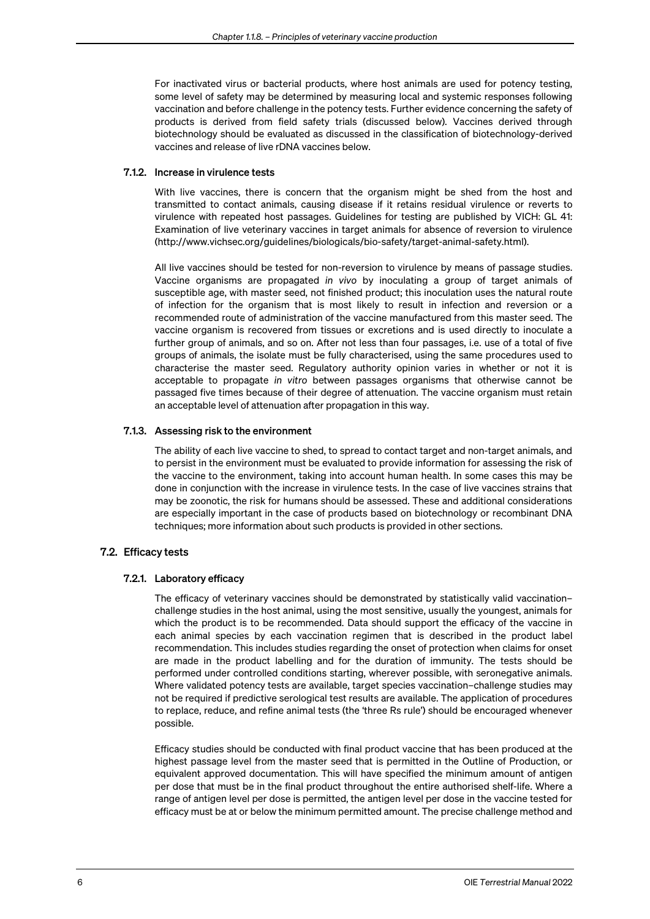For inactivated virus or bacterial products, where host animals are used for potency testing, some level of safety may be determined by measuring local and systemic responses following vaccination and before challenge in the potency tests. Further evidence concerning the safety of products is derived from field safety trials (discussed below). Vaccines derived through biotechnology should be evaluated as discussed in the classification of biotechnology-derived vaccines and release of live rDNA vaccines below.

#### 7.1.2. Increase in virulence tests

With live vaccines, there is concern that the organism might be shed from the host and transmitted to contact animals, causing disease if it retains residual virulence or reverts to virulence with repeated host passages. Guidelines for testing are published by VICH: GL 41: Examination of live veterinary vaccines in target animals for absence of reversion to virulence (http://www.vichsec.org/guidelines/biologicals/bio-safety/target-animal-safety.html).

All live vaccines should be tested for non-reversion to virulence by means of passage studies. Vaccine organisms are propagated *in vivo* by inoculating a group of target animals of susceptible age, with master seed, not finished product; this inoculation uses the natural route of infection for the organism that is most likely to result in infection and reversion or a recommended route of administration of the vaccine manufactured from this master seed. The vaccine organism is recovered from tissues or excretions and is used directly to inoculate a further group of animals, and so on. After not less than four passages, i.e. use of a total of five groups of animals, the isolate must be fully characterised, using the same procedures used to characterise the master seed. Regulatory authority opinion varies in whether or not it is acceptable to propagate *in vitro* between passages organisms that otherwise cannot be passaged five times because of their degree of attenuation. The vaccine organism must retain an acceptable level of attenuation after propagation in this way.

#### 7.1.3. Assessing risk to the environment

The ability of each live vaccine to shed, to spread to contact target and non-target animals, and to persist in the environment must be evaluated to provide information for assessing the risk of the vaccine to the environment, taking into account human health. In some cases this may be done in conjunction with the increase in virulence tests. In the case of live vaccines strains that may be zoonotic, the risk for humans should be assessed. These and additional considerations are especially important in the case of products based on biotechnology or recombinant DNA techniques; more information about such products is provided in other sections.

### 7.2. Efficacy tests

#### 7.2.1. Laboratory efficacy

The efficacy of veterinary vaccines should be demonstrated by statistically valid vaccination–challenge studies in the host animal, using the most sensitive, usually the youngest, animals for which the product is to be recommended. Data should support the efficacy of the vaccine in each animal species by each vaccination regimen that is described in the product label recommendation. This includes studies regarding the onset of protection when claims for onset are made in the product labelling and for the duration of immunity. The tests should be performed under controlled conditions starting, wherever possible, with seronegative animals. Where validated potency tests are available, target species vaccination–challenge studies may not be required if predictive serological test results are available. The application of procedures to replace, reduce, and refine animal tests (the 'three Rs rule') should be encouraged whenever possible.

Efficacy studies should be conducted with final product vaccine that has been produced at the highest passage level from the master seed that is permitted in the Outline of Production, or equivalent approved documentation. This will have specified the minimum amount of antigen per dose that must be in the final product throughout the entire authorised shelf-life. Where a range of antigen level per dose is permitted, the antigen level per dose in the vaccine tested for efficacy must be at or below the minimum permitted amount. The precise challenge method and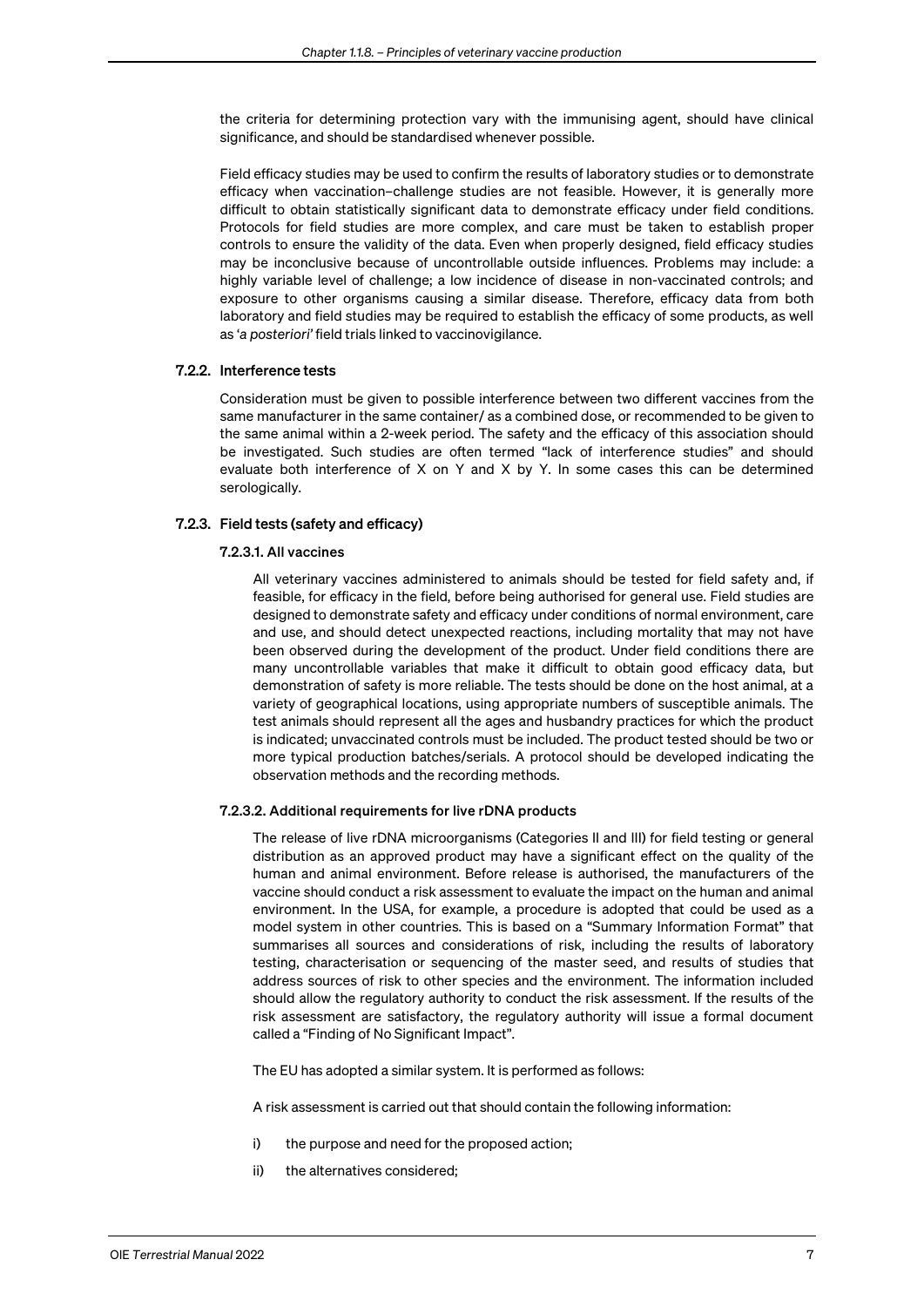the criteria for determining protection vary with the immunising agent, should have clinical significance, and should be standardised whenever possible.

Field efficacy studies may be used to confirm the results of laboratory studies or to demonstrate efficacy when vaccination–challenge studies are not feasible. However, it is generally more difficult to obtain statistically significant data to demonstrate efficacy under field conditions. Protocols for field studies are more complex, and care must be taken to establish proper controls to ensure the validity of the data. Even when properly designed, field efficacy studies may be inconclusive because of uncontrollable outside influences. Problems may include: a highly variable level of challenge; a low incidence of disease in non-vaccinated controls; and exposure to other organisms causing a similar disease. Therefore, efficacy data from both laboratory and field studies may be required to establish the efficacy of some products, as well as '*a posteriori*' field trials linked to vaccinovigilance.

### 7.2.2. Interference tests

Consideration must be given to possible interference between two different vaccines from the same manufacturer in the same container/ as a combined dose, or recommended to be given to the same animal within a 2-week period. The safety and the efficacy of this association should be investigated. Such studies are often termed "lack of interference studies" and should evaluate both interference of X on Y and X by Y. In some cases this can be determined serologically.

### 7.2.3. Field tests (safety and efficacy)

#### 7.2.3.1. All vaccines

All veterinary vaccines administered to animals should be tested for field safety and, if feasible, for efficacy in the field, before being authorised for general use. Field studies are designed to demonstrate safety and efficacy under conditions of normal environment, care and use, and should detect unexpected reactions, including mortality that may not have been observed during the development of the product. Under field conditions there are many uncontrollable variables that make it difficult to obtain good efficacy data, but demonstration of safety is more reliable. The tests should be done on the host animal, at a variety of geographical locations, using appropriate numbers of susceptible animals. The test animals should represent all the ages and husbandry practices for which the product is indicated; unvaccinated controls must be included. The product tested should be two or more typical production batches/serials. A protocol should be developed indicating the observation methods and the recording methods.

#### 7.2.3.2. Additional requirements for live rDNA products

The release of live rDNA microorganisms (Categories II and III) for field testing or general distribution as an approved product may have a significant effect on the quality of the human and animal environment. Before release is authorised, the manufacturers of the vaccine should conduct a risk assessment to evaluate the impact on the human and animal environment. In the USA, for example, a procedure is adopted that could be used as a model system in other countries. This is based on a "Summary Information Format" that summarises all sources and considerations of risk, including the results of laboratory testing, characterisation or sequencing of the master seed, and results of studies that address sources of risk to other species and the environment. The information included should allow the regulatory authority to conduct the risk assessment. If the results of the risk assessment are satisfactory, the regulatory authority will issue a formal document called a "Finding of No Significant Impact".

The EU has adopted a similar system. It is performed as follows:

A risk assessment is carried out that should contain the following information:

i) the purpose and need for the proposed action;

ii) the alternatives considered;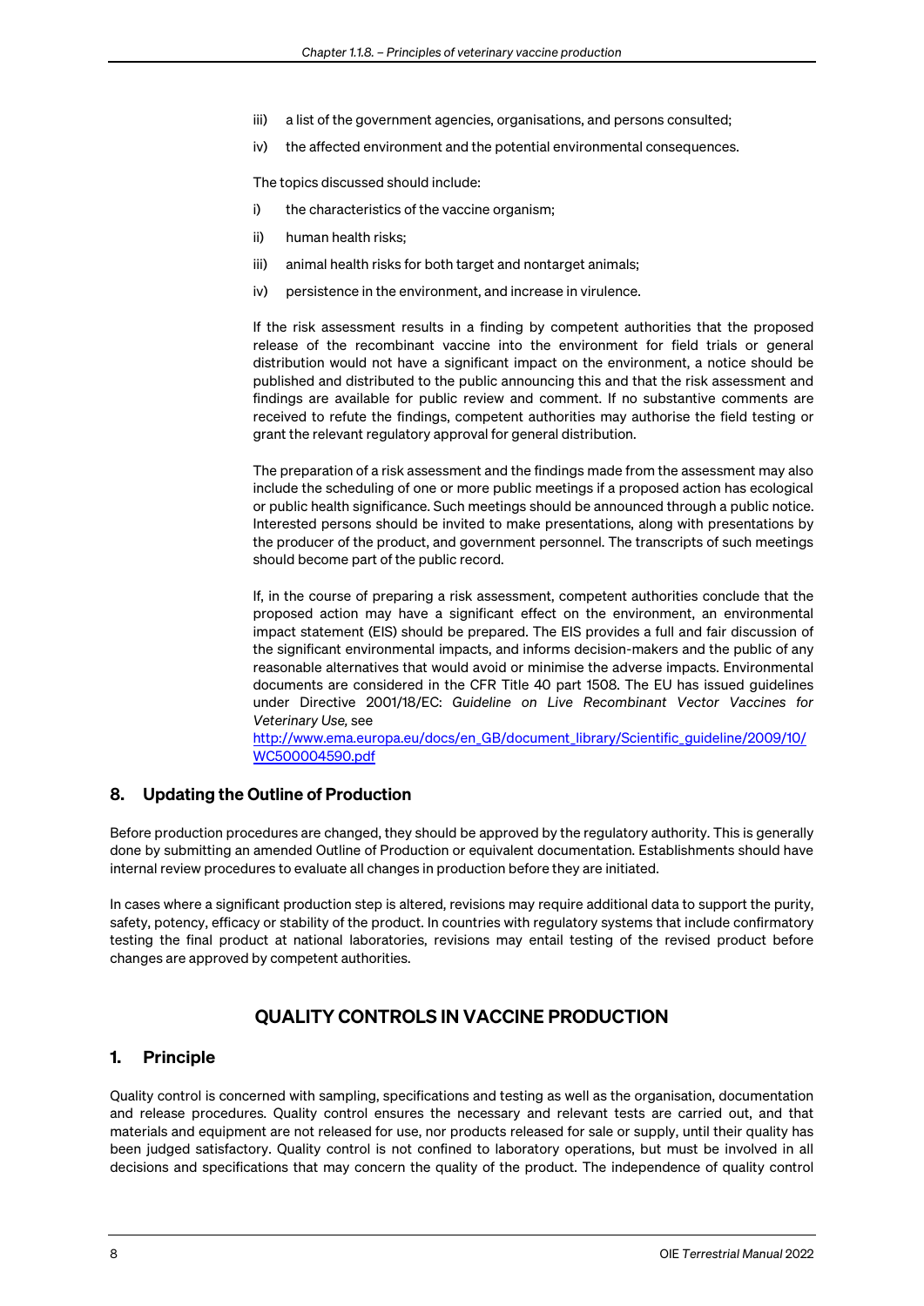iii) a list of the government agencies, organisations, and persons consulted;

iv) the affected environment and the potential environmental consequences.

The topics discussed should include:

i) the characteristics of the vaccine organism;

ii) human health risks;

iii) animal health risks for both target and nontarget animals;

iv) persistence in the environment, and increase in virulence.

If the risk assessment results in a finding by competent authorities that the proposed release of the recombinant vaccine into the environment for field trials or general distribution would not have a significant impact on the environment, a notice should be published and distributed to the public announcing this and that the risk assessment and findings are available for public review and comment. If no substantive comments are received to refute the findings, competent authorities may authorise the field testing or grant the relevant regulatory approval for general distribution.

The preparation of a risk assessment and the findings made from the assessment may also include the scheduling of one or more public meetings if a proposed action has ecological or public health significance. Such meetings should be announced through a public notice. Interested persons should be invited to make presentations, along with presentations by the producer of the product, and government personnel. The transcripts of such meetings should become part of the public record.

If, in the course of preparing a risk assessment, competent authorities conclude that the proposed action may have a significant effect on the environment, an environmental impact statement (EIS) should be prepared. The EIS provides a full and fair discussion of the significant environmental impacts, and informs decision-makers and the public of any reasonable alternatives that would avoid or minimise the adverse impacts. Environmental documents are considered in the CFR Title 40 part 1508. The EU has issued guidelines under Directive 2001/18/EC: *Guideline on Live Recombinant Vector Vaccines for Veterinary Use,* see http://www.ema.europa.eu/docs/en_GB/document_library/Scientific_guideline/2009/10/WC500004590.pdf

## 8. Updating the Outline of Production

Before production procedures are changed, they should be approved by the regulatory authority. This is generally done by submitting an amended Outline of Production or equivalent documentation. Establishments should have internal review procedures to evaluate all changes in production before they are initiated.

In cases where a significant production step is altered, revisions may require additional data to support the purity, safety, potency, efficacy or stability of the product. In countries with regulatory systems that include confirmatory testing the final product at national laboratories, revisions may entail testing of the revised product before changes are approved by competent authorities.

# QUALITY CONTROLS IN VACCINE PRODUCTION

## 1. Principle

Quality control is concerned with sampling, specifications and testing as well as the organisation, documentation and release procedures. Quality control ensures the necessary and relevant tests are carried out, and that materials and equipment are not released for use, nor products released for sale or supply, until their quality has been judged satisfactory. Quality control is not confined to laboratory operations, but must be involved in all decisions and specifications that may concern the quality of the product. The independence of quality control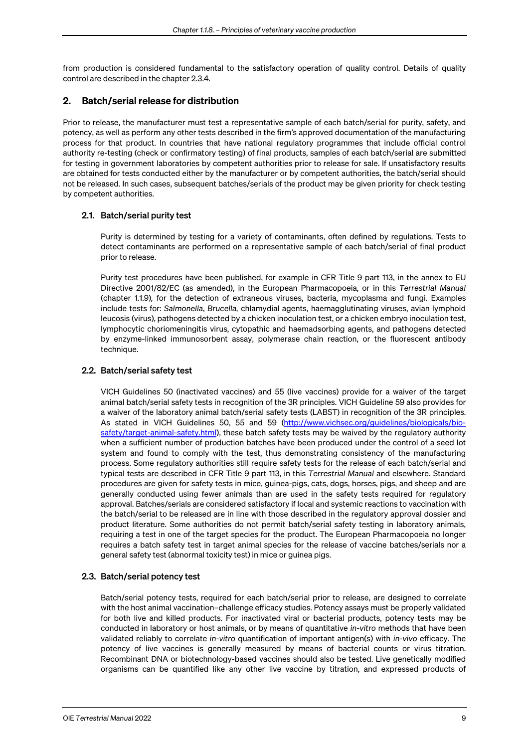from production is considered fundamental to the satisfactory operation of quality control. Details of quality control are described in the chapter 2.3.4.

## 2. Batch/serial release for distribution

Prior to release, the manufacturer must test a representative sample of each batch/serial for purity, safety, and potency, as well as perform any other tests described in the firm's approved documentation of the manufacturing process for that product. In countries that have national regulatory programmes that include official control authority re-testing (check or confirmatory testing) of final products, samples of each batch/serial are submitted for testing in government laboratories by competent authorities prior to release for sale. If unsatisfactory results are obtained for tests conducted either by the manufacturer or by competent authorities, the batch/serial should not be released. In such cases, subsequent batches/serials of the product may be given priority for check testing by competent authorities.

### 2.1. Batch/serial purity test

Purity is determined by testing for a variety of contaminants, often defined by regulations. Tests to detect contaminants are performed on a representative sample of each batch/serial of final product prior to release.

Purity test procedures have been published, for example in CFR Title 9 part 113, in the annex to EU Directive 2001/82/EC (as amended), in the European Pharmacopoeia, or in this *Terrestrial Manual* (chapter 1.1.9), for the detection of extraneous viruses, bacteria, mycoplasma and fungi. Examples include tests for: *Salmonella*, *Brucella,* chlamydial agents, haemagglutinating viruses, avian lymphoid leucosis (virus), pathogens detected by a chicken inoculation test, or a chicken embryo inoculation test, lymphocytic choriomeningitis virus, cytopathic and haemadsorbing agents, and pathogens detected by enzyme-linked immunosorbent assay, polymerase chain reaction, or the fluorescent antibody technique.

### 2.2. Batch/serial safety test

VICH Guidelines 50 (inactivated vaccines) and 55 (live vaccines) provide for a waiver of the target animal batch/serial safety tests in recognition of the 3R principles. VICH Guideline 59 also provides for a waiver of the laboratory animal batch/serial safety tests (LABST) in recognition of the 3R principles. As stated in VICH Guidelines 50, 55 and 59 (http://www.vichsec.org/guidelines/biologicals/bio-safety/target-animal-safety.html), these batch safety tests may be waived by the regulatory authority when a sufficient number of production batches have been produced under the control of a seed lot system and found to comply with the test, thus demonstrating consistency of the manufacturing process. Some regulatory authorities still require safety tests for the release of each batch/serial and typical tests are described in CFR Title 9 part 113, in this *Terrestrial Manual* and elsewhere. Standard procedures are given for safety tests in mice, guinea-pigs, cats, dogs, horses, pigs, and sheep and are generally conducted using fewer animals than are used in the safety tests required for regulatory approval. Batches/serials are considered satisfactory if local and systemic reactions to vaccination with the batch/serial to be released are in line with those described in the regulatory approval dossier and product literature. Some authorities do not permit batch/serial safety testing in laboratory animals, requiring a test in one of the target species for the product. The European Pharmacopoeia no longer requires a batch safety test in target animal species for the release of vaccine batches/serials nor a general safety test (abnormal toxicity test) in mice or guinea pigs.

### 2.3. Batch/serial potency test

Batch/serial potency tests, required for each batch/serial prior to release, are designed to correlate with the host animal vaccination–challenge efficacy studies. Potency assays must be properly validated for both live and killed products. For inactivated viral or bacterial products, potency tests may be conducted in laboratory or host animals, or by means of quantitative *in-vitro* methods that have been validated reliably to correlate *in-vitro* quantification of important antigen(s) with *in-vivo* efficacy. The potency of live vaccines is generally measured by means of bacterial counts or virus titration. Recombinant DNA or biotechnology-based vaccines should also be tested. Live genetically modified organisms can be quantified like any other live vaccine by titration, and expressed products of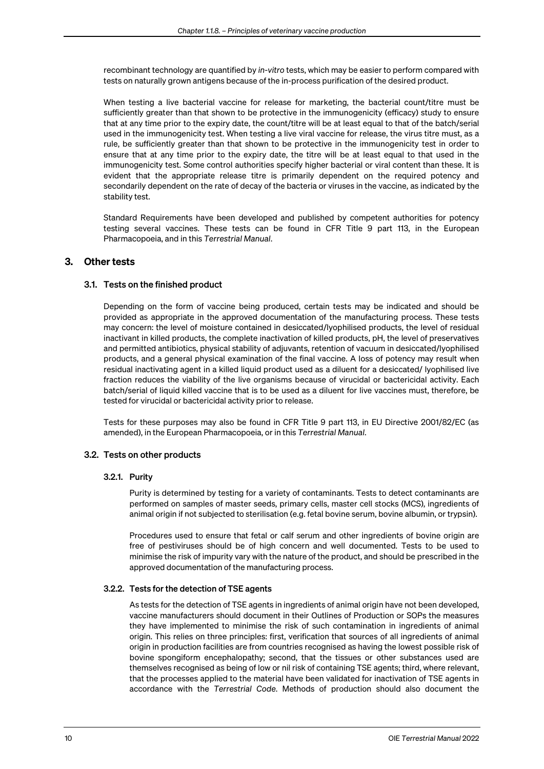recombinant technology are quantified by *in-vitro* tests, which may be easier to perform compared with tests on naturally grown antigens because of the in-process purification of the desired product.

When testing a live bacterial vaccine for release for marketing, the bacterial count/titre must be sufficiently greater than that shown to be protective in the immunogenicity (efficacy) study to ensure that at any time prior to the expiry date, the count/titre will be at least equal to that of the batch/serial used in the immunogenicity test. When testing a live viral vaccine for release, the virus titre must, as a rule, be sufficiently greater than that shown to be protective in the immunogenicity test in order to ensure that at any time prior to the expiry date, the titre will be at least equal to that used in the immunogenicity test. Some control authorities specify higher bacterial or viral content than these. It is evident that the appropriate release titre is primarily dependent on the required potency and secondarily dependent on the rate of decay of the bacteria or viruses in the vaccine, as indicated by the stability test.

Standard Requirements have been developed and published by competent authorities for potency testing several vaccines. These tests can be found in CFR Title 9 part 113, in the European Pharmacopoeia, and in this *Terrestrial Manual*.

## 3. Other tests

### 3.1. Tests on the finished product

Depending on the form of vaccine being produced, certain tests may be indicated and should be provided as appropriate in the approved documentation of the manufacturing process. These tests may concern: the level of moisture contained in desiccated/lyophilised products, the level of residual inactivant in killed products, the complete inactivation of killed products, pH, the level of preservatives and permitted antibiotics, physical stability of adjuvants, retention of vacuum in desiccated/lyophilised products, and a general physical examination of the final vaccine. A loss of potency may result when residual inactivating agent in a killed liquid product used as a diluent for a desiccated/ lyophilised live fraction reduces the viability of the live organisms because of virucidal or bactericidal activity. Each batch/serial of liquid killed vaccine that is to be used as a diluent for live vaccines must, therefore, be tested for virucidal or bactericidal activity prior to release.

Tests for these purposes may also be found in CFR Title 9 part 113, in EU Directive 2001/82/EC (as amended), in the European Pharmacopoeia, or in this *Terrestrial Manual*.

### 3.2. Tests on other products

#### 3.2.1. Purity

Purity is determined by testing for a variety of contaminants. Tests to detect contaminants are performed on samples of master seeds, primary cells, master cell stocks (MCS), ingredients of animal origin if not subjected to sterilisation (e.g. fetal bovine serum, bovine albumin, or trypsin).

Procedures used to ensure that fetal or calf serum and other ingredients of bovine origin are free of pestiviruses should be of high concern and well documented. Tests to be used to minimise the risk of impurity vary with the nature of the product, and should be prescribed in the approved documentation of the manufacturing process.

#### 3.2.2. Tests for the detection of TSE agents

As tests for the detection of TSE agents in ingredients of animal origin have not been developed, vaccine manufacturers should document in their Outlines of Production or SOPs the measures they have implemented to minimise the risk of such contamination in ingredients of animal origin. This relies on three principles: first, verification that sources of all ingredients of animal origin in production facilities are from countries recognised as having the lowest possible risk of bovine spongiform encephalopathy; second, that the tissues or other substances used are themselves recognised as being of low or nil risk of containing TSE agents; third, where relevant, that the processes applied to the material have been validated for inactivation of TSE agents in accordance with the *Terrestrial Code*. Methods of production should also document the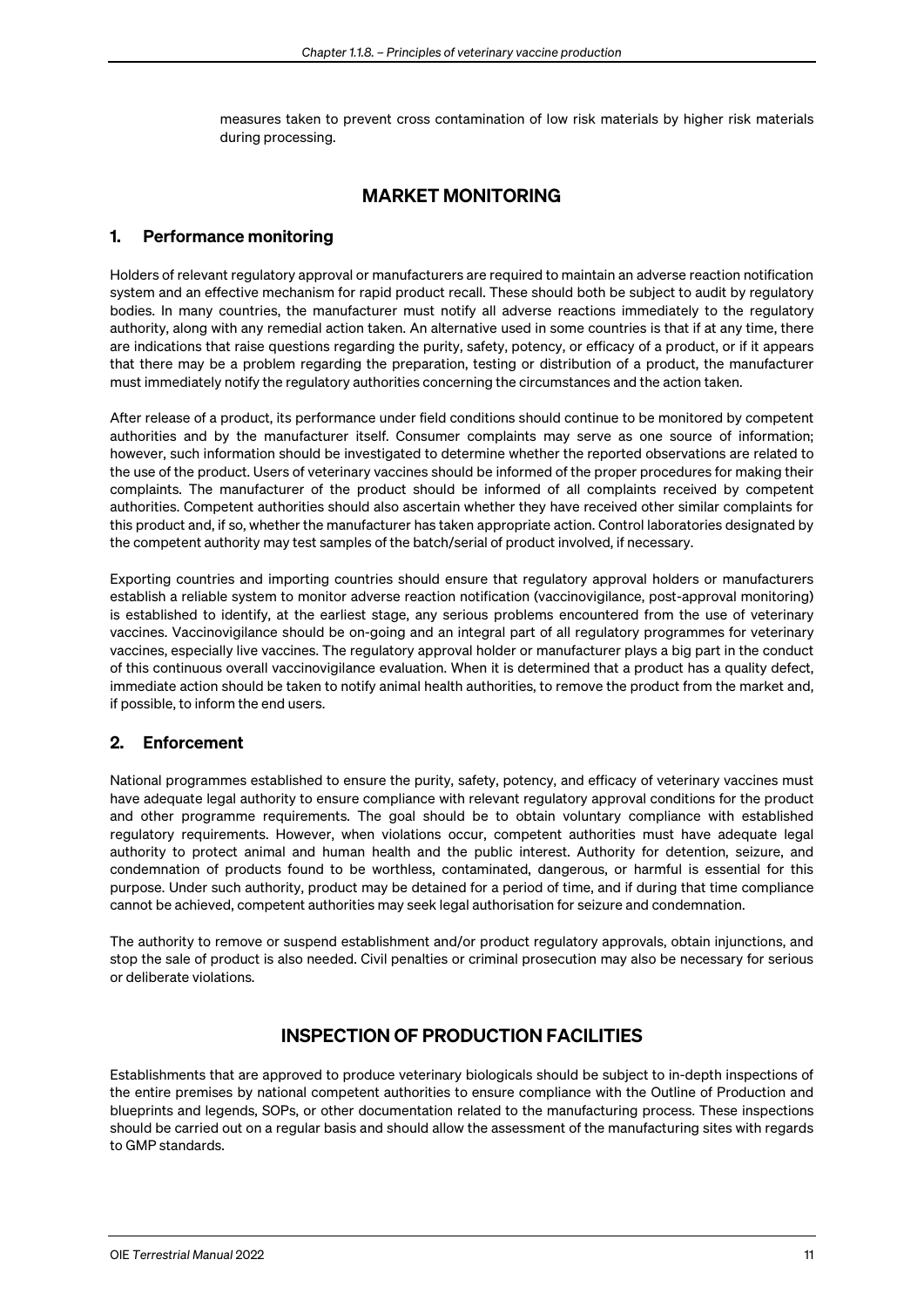measures taken to prevent cross contamination of low risk materials by higher risk materials during processing.

## MARKET MONITORING

### 1. Performance monitoring

Holders of relevant regulatory approval or manufacturers are required to maintain an adverse reaction notification system and an effective mechanism for rapid product recall. These should both be subject to audit by regulatory bodies. In many countries, the manufacturer must notify all adverse reactions immediately to the regulatory authority, along with any remedial action taken. An alternative used in some countries is that if at any time, there are indications that raise questions regarding the purity, safety, potency, or efficacy of a product, or if it appears that there may be a problem regarding the preparation, testing or distribution of a product, the manufacturer must immediately notify the regulatory authorities concerning the circumstances and the action taken.

After release of a product, its performance under field conditions should continue to be monitored by competent authorities and by the manufacturer itself. Consumer complaints may serve as one source of information; however, such information should be investigated to determine whether the reported observations are related to the use of the product. Users of veterinary vaccines should be informed of the proper procedures for making their complaints. The manufacturer of the product should be informed of all complaints received by competent authorities. Competent authorities should also ascertain whether they have received other similar complaints for this product and, if so, whether the manufacturer has taken appropriate action. Control laboratories designated by the competent authority may test samples of the batch/serial of product involved, if necessary.

Exporting countries and importing countries should ensure that regulatory approval holders or manufacturers establish a reliable system to monitor adverse reaction notification (vaccinovigilance, post-approval monitoring) is established to identify, at the earliest stage, any serious problems encountered from the use of veterinary vaccines. Vaccinovigilance should be on-going and an integral part of all regulatory programmes for veterinary vaccines, especially live vaccines. The regulatory approval holder or manufacturer plays a big part in the conduct of this continuous overall vaccinovigilance evaluation. When it is determined that a product has a quality defect, immediate action should be taken to notify animal health authorities, to remove the product from the market and, if possible, to inform the end users.

### 2. Enforcement

National programmes established to ensure the purity, safety, potency, and efficacy of veterinary vaccines must have adequate legal authority to ensure compliance with relevant regulatory approval conditions for the product and other programme requirements. The goal should be to obtain voluntary compliance with established regulatory requirements. However, when violations occur, competent authorities must have adequate legal authority to protect animal and human health and the public interest. Authority for detention, seizure, and condemnation of products found to be worthless, contaminated, dangerous, or harmful is essential for this purpose. Under such authority, product may be detained for a period of time, and if during that time compliance cannot be achieved, competent authorities may seek legal authorisation for seizure and condemnation.

The authority to remove or suspend establishment and/or product regulatory approvals, obtain injunctions, and stop the sale of product is also needed. Civil penalties or criminal prosecution may also be necessary for serious or deliberate violations.

## INSPECTION OF PRODUCTION FACILITIES

Establishments that are approved to produce veterinary biologicals should be subject to in-depth inspections of the entire premises by national competent authorities to ensure compliance with the Outline of Production and blueprints and legends, SOPs, or other documentation related to the manufacturing process. These inspections should be carried out on a regular basis and should allow the assessment of the manufacturing sites with regards to GMP standards.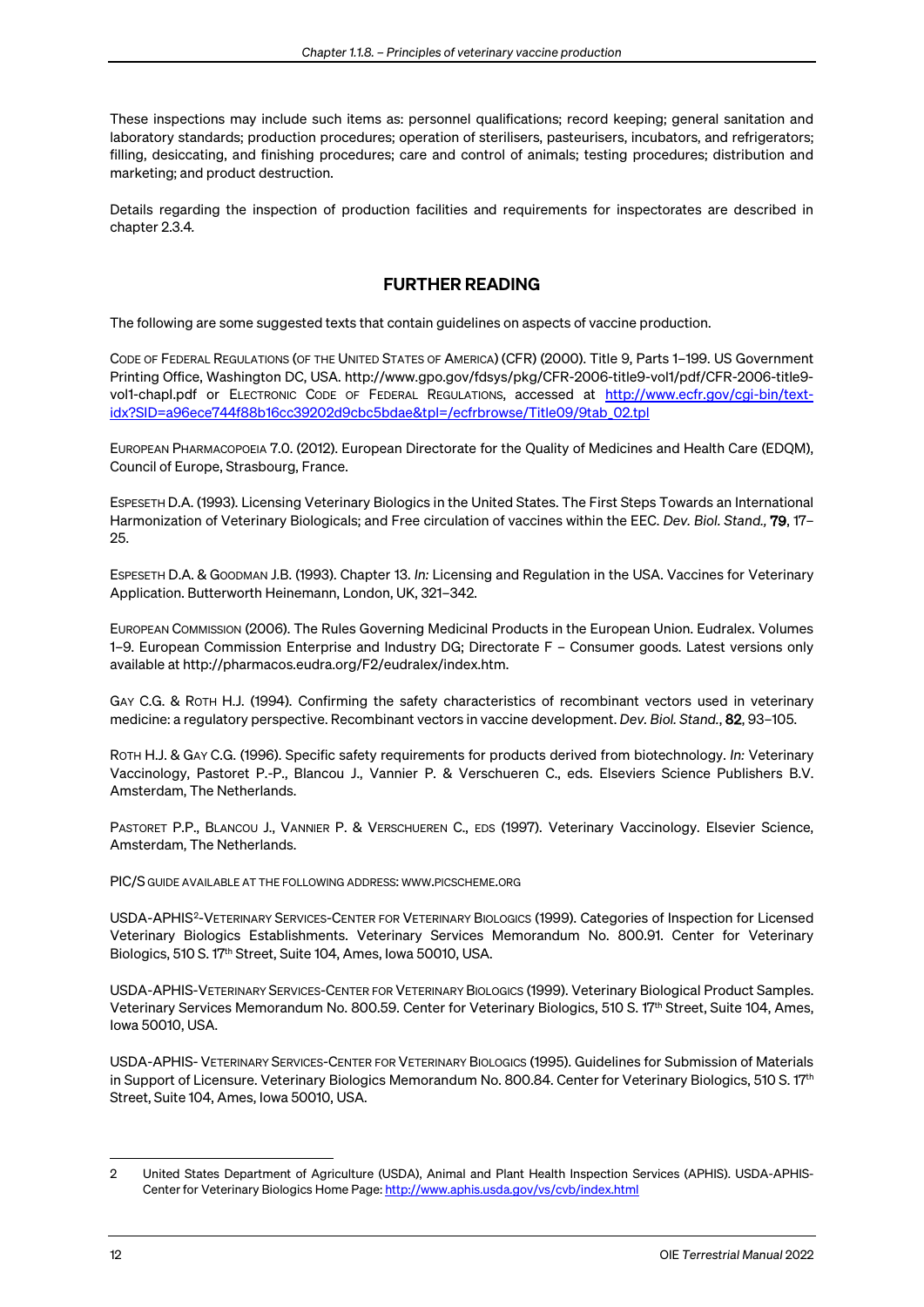These inspections may include such items as: personnel qualifications; record keeping; general sanitation and laboratory standards; production procedures; operation of sterilisers, pasteurisers, incubators, and refrigerators; filling, desiccating, and finishing procedures; care and control of animals; testing procedures; distribution and marketing; and product destruction.

Details regarding the inspection of production facilities and requirements for inspectorates are described in chapter 2.3.4.

## FURTHER READING

The following are some suggested texts that contain guidelines on aspects of vaccine production.

CODE OF FEDERAL REGULATIONS (OF THE UNITED STATES OF AMERICA) (CFR) (2000). Title 9, Parts 1–199. US Government Printing Office, Washington DC, USA. http://www.gpo.gov/fdsys/pkg/CFR-2006-title9-vol1/pdf/CFR-2006-title9-vol1-chapI.pdf or ELECTRONIC CODE OF FEDERAL REGULATIONS, accessed at http://www.ecfr.gov/cgi-bin/text-idx?SID=a96ece744f88b16cc39202d9cbc5bdae&tpl=/ecfrbrowse/Title09/9tab_02.tpl

EUROPEAN PHARMACOPOEIA 7.0. (2012). European Directorate for the Quality of Medicines and Health Care (EDQM), Council of Europe, Strasbourg, France.

ESPESETH D.A. (1993). Licensing Veterinary Biologics in the United States. The First Steps Towards an International Harmonization of Veterinary Biologicals; and Free circulation of vaccines within the EEC. *Dev. Biol. Stand.,* **79**, 17–25.

ESPESETH D.A. & GOODMAN J.B. (1993). Chapter 13. *In:* Licensing and Regulation in the USA. Vaccines for Veterinary Application. Butterworth Heinemann, London, UK, 321–342.

EUROPEAN COMMISSION (2006). The Rules Governing Medicinal Products in the European Union. Eudralex. Volumes 1–9. European Commission Enterprise and Industry DG; Directorate F – Consumer goods. Latest versions only available at http://pharmacos.eudra.org/F2/eudralex/index.htm.

GAY C.G. & ROTH H.J. (1994). Confirming the safety characteristics of recombinant vectors used in veterinary medicine: a regulatory perspective. Recombinant vectors in vaccine development. *Dev. Biol. Stand.*, **82**, 93–105.

ROTH H.J. & GAY C.G. (1996). Specific safety requirements for products derived from biotechnology. *In:* Veterinary Vaccinology, Pastoret P.-P., Blancou J., Vannier P. & Verschueren C., eds. Elseviers Science Publishers B.V. Amsterdam, The Netherlands.

PASTORET P.P., BLANCOU J., VANNIER P. & VERSCHUEREN C., EDS (1997). Veterinary Vaccinology. Elsevier Science, Amsterdam, The Netherlands.

PIC/S GUIDE AVAILABLE AT THE FOLLOWING ADDRESS: WWW.PICSCHEME.ORG

USDA-APHIS[2]-VETERINARY SERVICES-CENTER FOR VETERINARY BIOLOGICS (1999). Categories of Inspection for Licensed Veterinary Biologics Establishments. Veterinary Services Memorandum No. 800.91. Center for Veterinary Biologics, 510 S. 17th Street, Suite 104, Ames, Iowa 50010, USA.

USDA-APHIS-VETERINARY SERVICES-CENTER FOR VETERINARY BIOLOGICS (1999). Veterinary Biological Product Samples. Veterinary Services Memorandum No. 800.59. Center for Veterinary Biologics, 510 S. 17th Street, Suite 104, Ames, Iowa 50010, USA.

USDA-APHIS- VETERINARY SERVICES-CENTER FOR VETERINARY BIOLOGICS (1995). Guidelines for Submission of Materials in Support of Licensure. Veterinary Biologics Memorandum No. 800.84. Center for Veterinary Biologics, 510 S. 17th Street, Suite 104, Ames, Iowa 50010, USA.

---

2 United States Department of Agriculture (USDA), Animal and Plant Health Inspection Services (APHIS). USDA-APHIS-Center for Veterinary Biologics Home Page: http://www.aphis.usda.gov/vs/cvb/index.html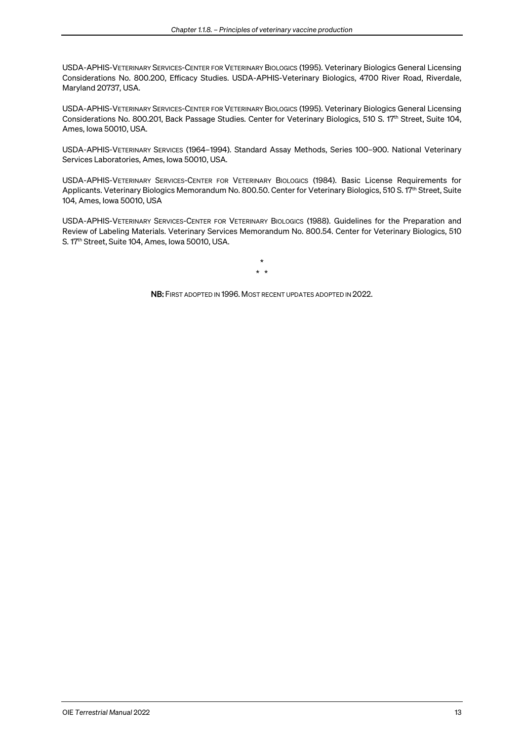USDA-APHIS-VETERINARY SERVICES-CENTER FOR VETERINARY BIOLOGICS (1995). Veterinary Biologics General Licensing Considerations No. 800.200, Efficacy Studies. USDA-APHIS-Veterinary Biologics, 4700 River Road, Riverdale, Maryland 20737, USA.

USDA-APHIS-VETERINARY SERVICES-CENTER FOR VETERINARY BIOLOGICS (1995). Veterinary Biologics General Licensing Considerations No. 800.201, Back Passage Studies. Center for Veterinary Biologics, 510 S. 17th Street, Suite 104, Ames, Iowa 50010, USA.

USDA-APHIS-VETERINARY SERVICES (1964–1994). Standard Assay Methods, Series 100–900. National Veterinary Services Laboratories, Ames, Iowa 50010, USA.

USDA-APHIS-VETERINARY SERVICES-CENTER FOR VETERINARY BIOLOGICS (1984). Basic License Requirements for Applicants. Veterinary Biologics Memorandum No. 800.50. Center for Veterinary Biologics, 510 S. 17th Street, Suite 104, Ames, Iowa 50010, USA

USDA-APHIS-VETERINARY SERVICES-CENTER FOR VETERINARY BIOLOGICS (1988). Guidelines for the Preparation and Review of Labeling Materials. Veterinary Services Memorandum No. 800.54. Center for Veterinary Biologics, 510 S. 17th Street, Suite 104, Ames, Iowa 50010, USA.

\*

\* \*

**NB:** FIRST ADOPTED IN 1996. MOST RECENT UPDATES ADOPTED IN 2022.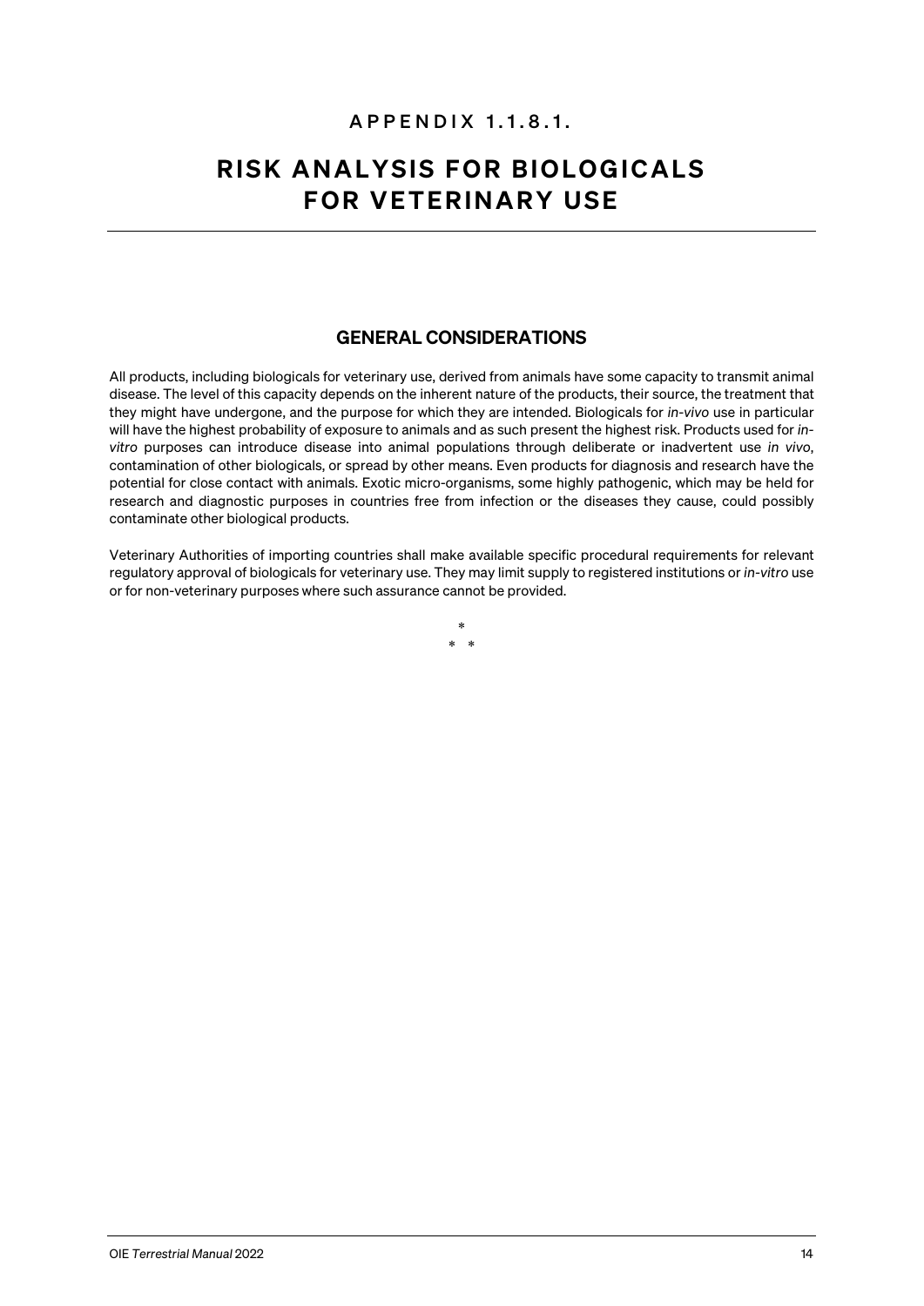APPENDIX 1.1.8.1.

# RISK ANALYSIS FOR BIOLOGICALS FOR VETERINARY USE

## GENERAL CONSIDERATIONS

All products, including biologicals for veterinary use, derived from animals have some capacity to transmit animal disease. The level of this capacity depends on the inherent nature of the products, their source, the treatment that they might have undergone, and the purpose for which they are intended. Biologicals for *in-vivo* use in particular will have the highest probability of exposure to animals and as such present the highest risk. Products used for *in-vitro* purposes can introduce disease into animal populations through deliberate or inadvertent use *in vivo*, contamination of other biologicals, or spread by other means. Even products for diagnosis and research have the potential for close contact with animals. Exotic micro-organisms, some highly pathogenic, which may be held for research and diagnostic purposes in countries free from infection or the diseases they cause, could possibly contaminate other biological products.

Veterinary Authorities of importing countries shall make available specific procedural requirements for relevant regulatory approval of biologicals for veterinary use. They may limit supply to registered institutions or *in-vitro* use or for non-veterinary purposes where such assurance cannot be provided.

\*

\* \*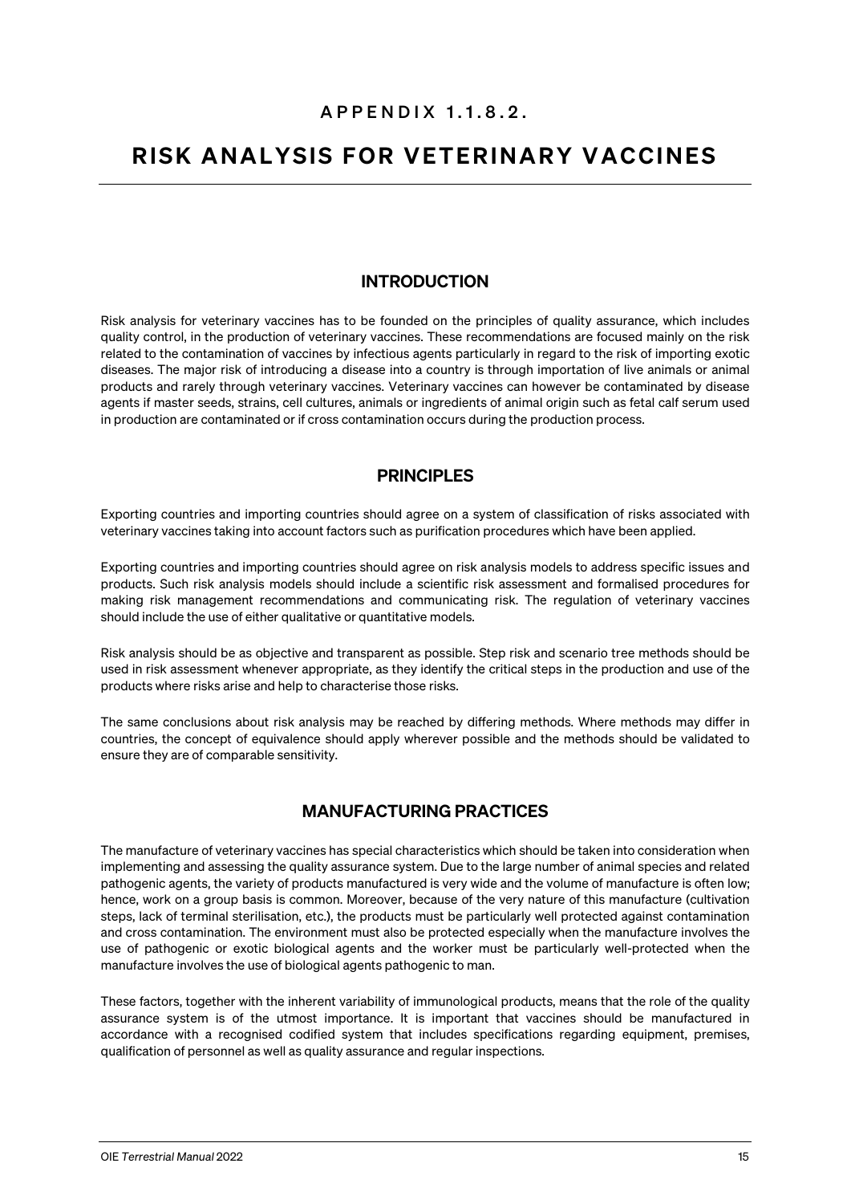APPENDIX 1.1.8.2.

# RISK ANALYSIS FOR VETERINARY VACCINES

## INTRODUCTION

Risk analysis for veterinary vaccines has to be founded on the principles of quality assurance, which includes quality control, in the production of veterinary vaccines. These recommendations are focused mainly on the risk related to the contamination of vaccines by infectious agents particularly in regard to the risk of importing exotic diseases. The major risk of introducing a disease into a country is through importation of live animals or animal products and rarely through veterinary vaccines. Veterinary vaccines can however be contaminated by disease agents if master seeds, strains, cell cultures, animals or ingredients of animal origin such as fetal calf serum used in production are contaminated or if cross contamination occurs during the production process.

## PRINCIPLES

Exporting countries and importing countries should agree on a system of classification of risks associated with veterinary vaccines taking into account factors such as purification procedures which have been applied.

Exporting countries and importing countries should agree on risk analysis models to address specific issues and products. Such risk analysis models should include a scientific risk assessment and formalised procedures for making risk management recommendations and communicating risk. The regulation of veterinary vaccines should include the use of either qualitative or quantitative models.

Risk analysis should be as objective and transparent as possible. Step risk and scenario tree methods should be used in risk assessment whenever appropriate, as they identify the critical steps in the production and use of the products where risks arise and help to characterise those risks.

The same conclusions about risk analysis may be reached by differing methods. Where methods may differ in countries, the concept of equivalence should apply wherever possible and the methods should be validated to ensure they are of comparable sensitivity.

## MANUFACTURING PRACTICES

The manufacture of veterinary vaccines has special characteristics which should be taken into consideration when implementing and assessing the quality assurance system. Due to the large number of animal species and related pathogenic agents, the variety of products manufactured is very wide and the volume of manufacture is often low; hence, work on a group basis is common. Moreover, because of the very nature of this manufacture (cultivation steps, lack of terminal sterilisation, etc.), the products must be particularly well protected against contamination and cross contamination. The environment must also be protected especially when the manufacture involves the use of pathogenic or exotic biological agents and the worker must be particularly well-protected when the manufacture involves the use of biological agents pathogenic to man.

These factors, together with the inherent variability of immunological products, means that the role of the quality assurance system is of the utmost importance. It is important that vaccines should be manufactured in accordance with a recognised codified system that includes specifications regarding equipment, premises, qualification of personnel as well as quality assurance and regular inspections.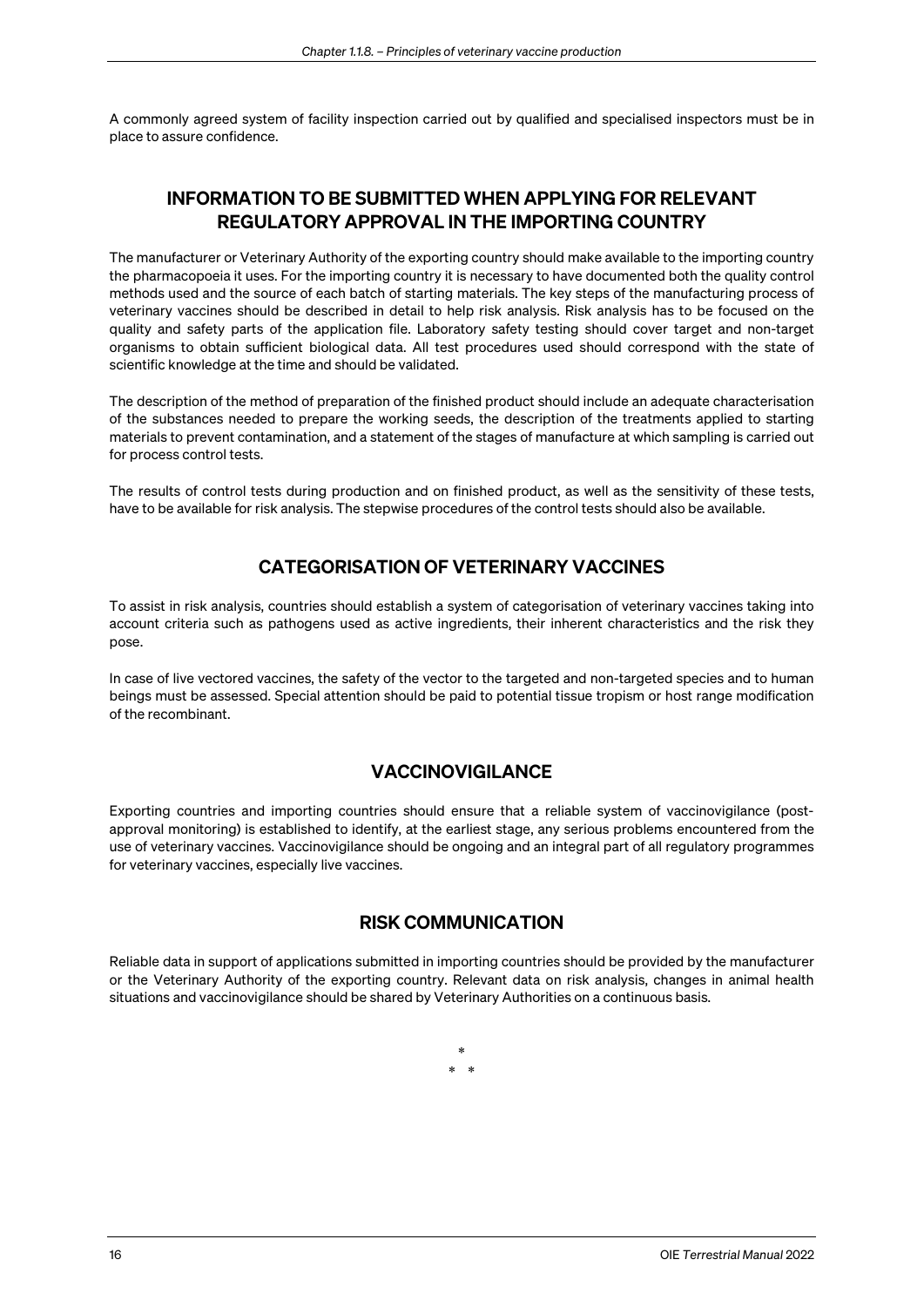A commonly agreed system of facility inspection carried out by qualified and specialised inspectors must be in place to assure confidence.

## INFORMATION TO BE SUBMITTED WHEN APPLYING FOR RELEVANT REGULATORY APPROVAL IN THE IMPORTING COUNTRY

The manufacturer or Veterinary Authority of the exporting country should make available to the importing country the pharmacopoeia it uses. For the importing country it is necessary to have documented both the quality control methods used and the source of each batch of starting materials. The key steps of the manufacturing process of veterinary vaccines should be described in detail to help risk analysis. Risk analysis has to be focused on the quality and safety parts of the application file. Laboratory safety testing should cover target and non-target organisms to obtain sufficient biological data. All test procedures used should correspond with the state of scientific knowledge at the time and should be validated.

The description of the method of preparation of the finished product should include an adequate characterisation of the substances needed to prepare the working seeds, the description of the treatments applied to starting materials to prevent contamination, and a statement of the stages of manufacture at which sampling is carried out for process control tests.

The results of control tests during production and on finished product, as well as the sensitivity of these tests, have to be available for risk analysis. The stepwise procedures of the control tests should also be available.

## CATEGORISATION OF VETERINARY VACCINES

To assist in risk analysis, countries should establish a system of categorisation of veterinary vaccines taking into account criteria such as pathogens used as active ingredients, their inherent characteristics and the risk they pose.

In case of live vectored vaccines, the safety of the vector to the targeted and non-targeted species and to human beings must be assessed. Special attention should be paid to potential tissue tropism or host range modification of the recombinant.

## VACCINOVIGILANCE

Exporting countries and importing countries should ensure that a reliable system of vaccinovigilance (post-approval monitoring) is established to identify, at the earliest stage, any serious problems encountered from the use of veterinary vaccines. Vaccinovigilance should be ongoing and an integral part of all regulatory programmes for veterinary vaccines, especially live vaccines.

## RISK COMMUNICATION

Reliable data in support of applications submitted in importing countries should be provided by the manufacturer or the Veterinary Authority of the exporting country. Relevant data on risk analysis, changes in animal health situations and vaccinovigilance should be shared by Veterinary Authorities on a continuous basis.

*

\* *